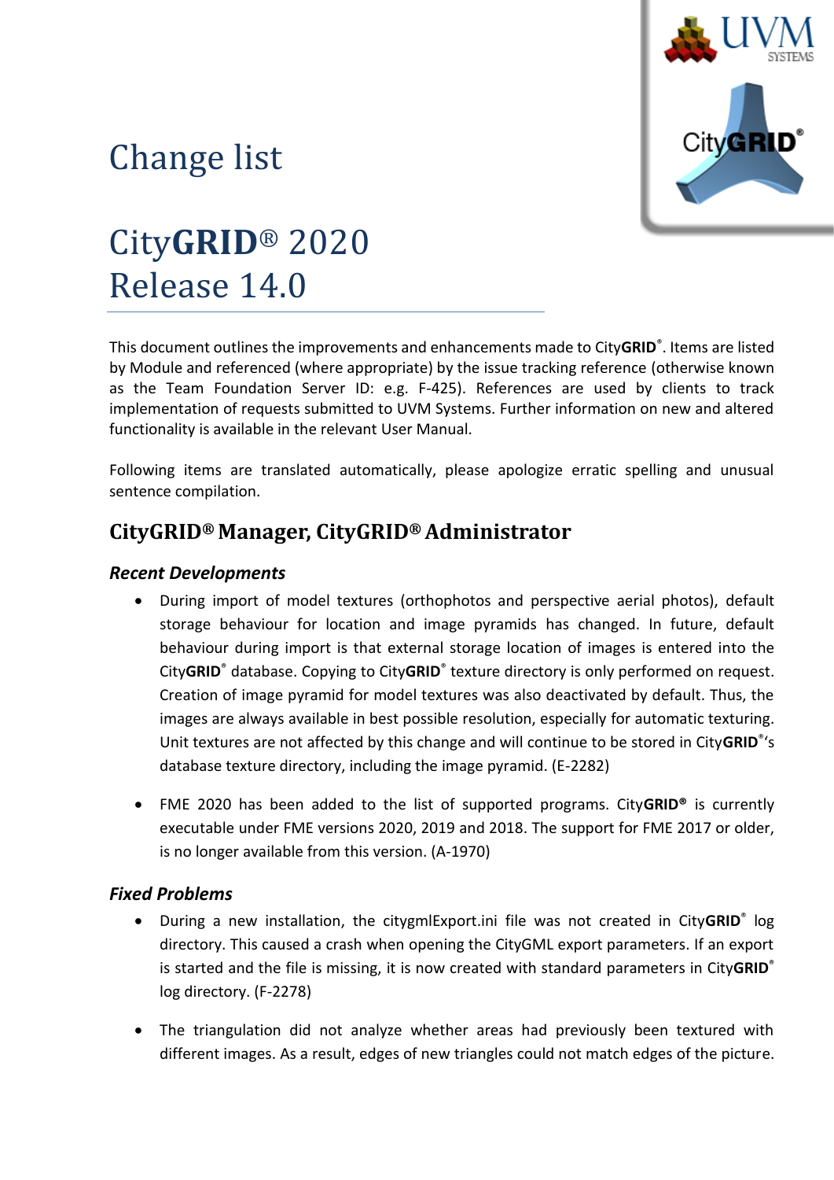# Change list

# City**GRID**® 2020 Release 14.0

This document outlines the improvements and enhancements made to City**GRID**®. Items are listed by Module and referenced (where appropriate) by the issue tracking reference (otherwise known as the Team Foundation Server ID: e.g. F-425). References are used by clients to track implementation of requests submitted to UVM Systems. Further information on new and altered functionality is available in the relevant User Manual.

Following items are translated automatically, please apologize erratic spelling and unusual sentence compilation.

## CityGRID® Manager, CityGRID® Administrator

### *Recent Developments*

- During import of model textures (orthophotos and perspective aerial photos), default storage behaviour for location and image pyramids has changed. In future, default behaviour during import is that external storage location of images is entered into the City**GRID**® database. Copying to City**GRID**® texture directory is only performed on request. Creation of image pyramid for model textures was also deactivated by default. Thus, the images are always available in best possible resolution, especially for automatic texturing. Unit textures are not affected by this change and will continue to be stored in City**GRID**®'s database texture directory, including the image pyramid. (E-2282)

- FME 2020 has been added to the list of supported programs. City**GRID®** is currently executable under FME versions 2020, 2019 and 2018. The support for FME 2017 or older, is no longer available from this version. (A-1970)

### *Fixed Problems*

- During a new installation, the citygmlExport.ini file was not created in City**GRID**® log directory. This caused a crash when opening the CityGML export parameters. If an export is started and the file is missing, it is now created with standard parameters in City**GRID**® log directory. (F-2278)

- The triangulation did not analyze whether areas had previously been textured with different images. As a result, edges of new triangles could not match edges of the picture.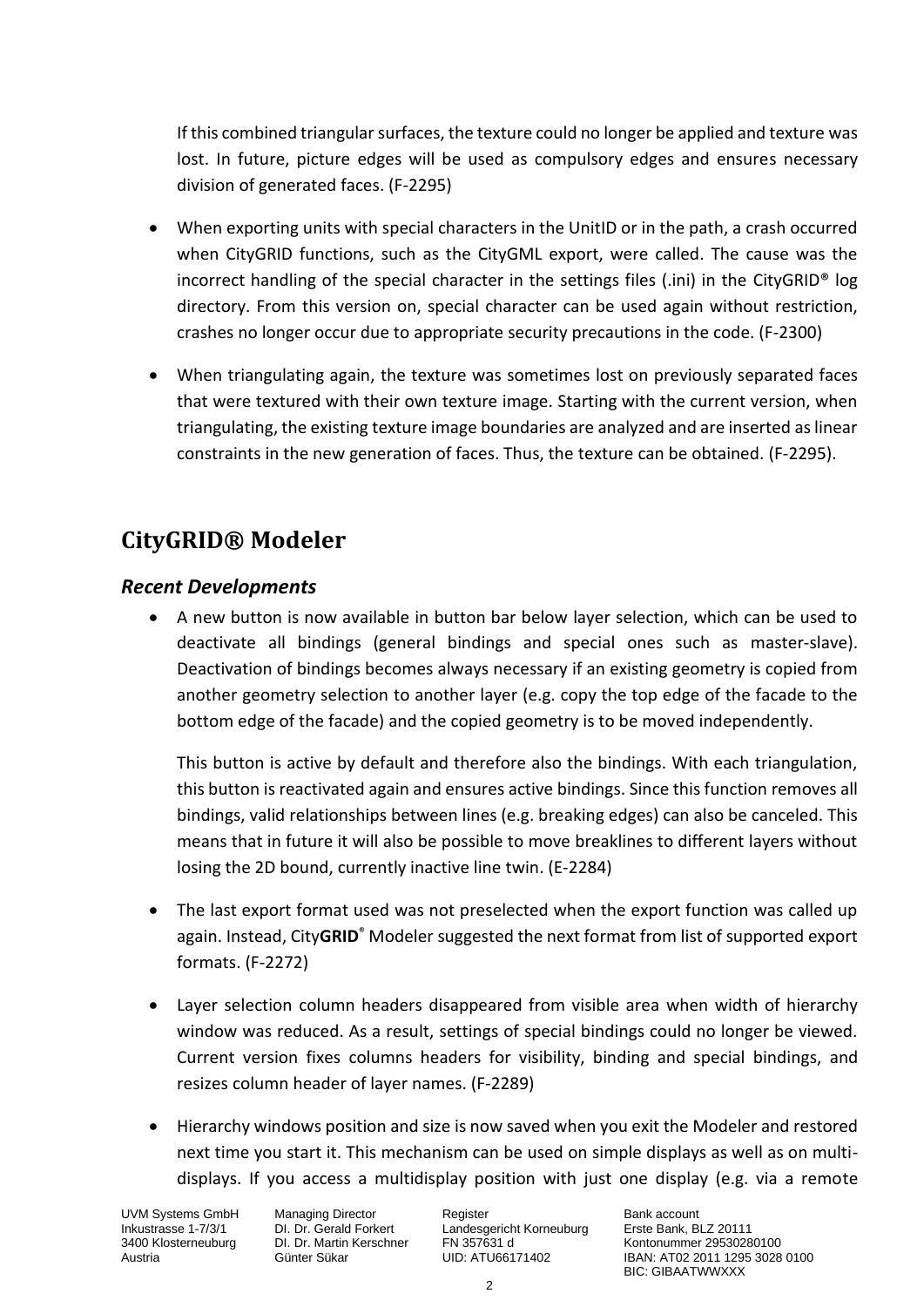If this combined triangular surfaces, the texture could no longer be applied and texture was lost. In future, picture edges will be used as compulsory edges and ensures necessary division of generated faces. (F-2295)

- When exporting units with special characters in the UnitID or in the path, a crash occurred when CityGRID functions, such as the CityGML export, were called. The cause was the incorrect handling of the special character in the settings files (.ini) in the CityGRID® log directory. From this version on, special character can be used again without restriction, crashes no longer occur due to appropriate security precautions in the code. (F-2300)
- When triangulating again, the texture was sometimes lost on previously separated faces that were textured with their own texture image. Starting with the current version, when triangulating, the existing texture image boundaries are analyzed and are inserted as linear constraints in the new generation of faces. Thus, the texture can be obtained. (F-2295).

## CityGRID® Modeler

### *Recent Developments*

- A new button is now available in button bar below layer selection, which can be used to deactivate all bindings (general bindings and special ones such as master-slave). Deactivation of bindings becomes always necessary if an existing geometry is copied from another geometry selection to another layer (e.g. copy the top edge of the facade to the bottom edge of the facade) and the copied geometry is to be moved independently.

  This button is active by default and therefore also the bindings. With each triangulation, this button is reactivated again and ensures active bindings. Since this function removes all bindings, valid relationships between lines (e.g. breaking edges) can also be canceled. This means that in future it will also be possible to move breaklines to different layers without losing the 2D bound, currently inactive line twin. (E-2284)

- The last export format used was not preselected when the export function was called up again. Instead, City**GRID**® Modeler suggested the next format from list of supported export formats. (F-2272)
- Layer selection column headers disappeared from visible area when width of hierarchy window was reduced. As a result, settings of special bindings could no longer be viewed. Current version fixes columns headers for visibility, binding and special bindings, and resizes column header of layer names. (F-2289)
- Hierarchy windows position and size is now saved when you exit the Modeler and restored next time you start it. This mechanism can be used on simple displays as well as on multi-displays. If you access a multidisplay position with just one display (e.g. via a remote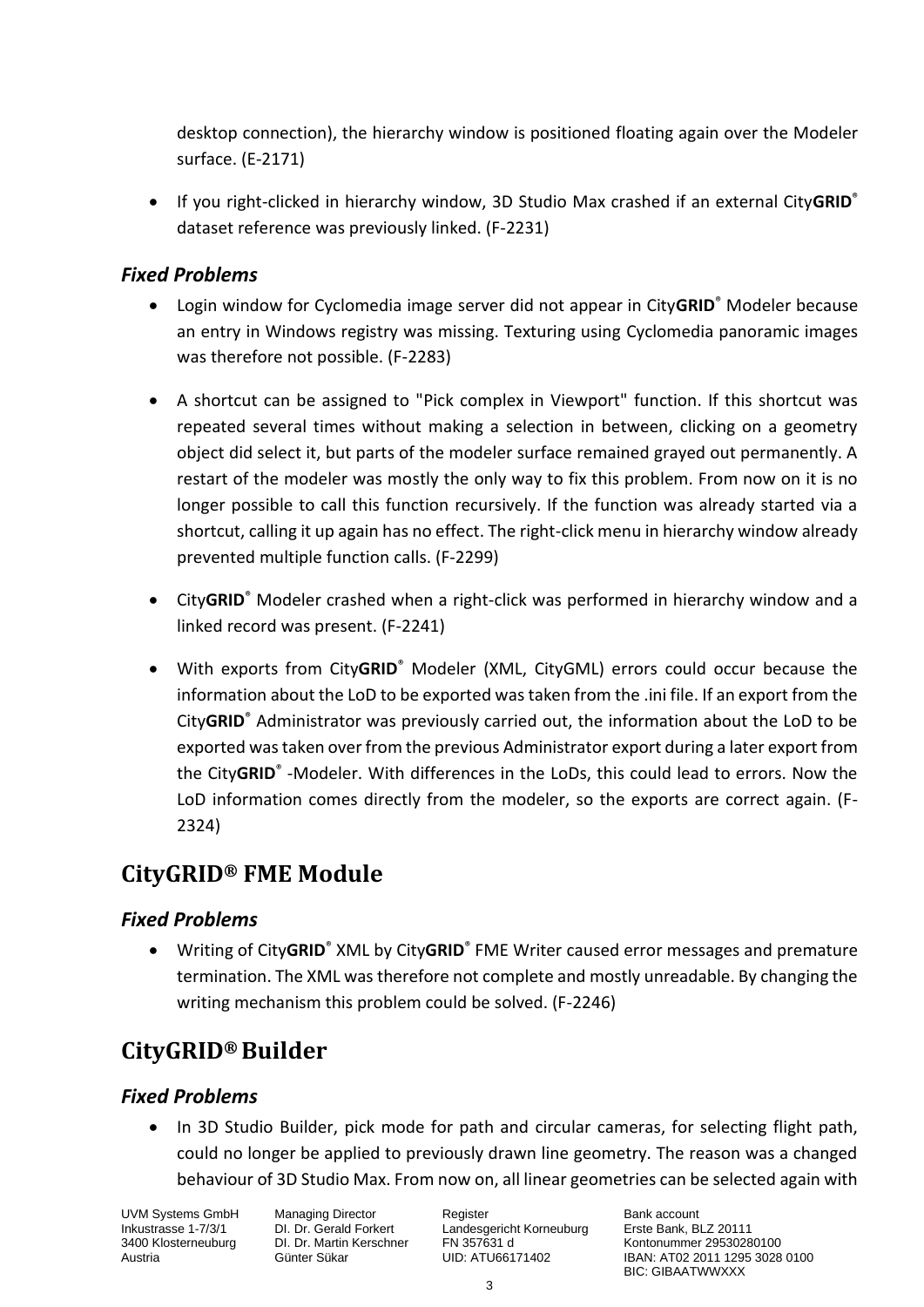desktop connection), the hierarchy window is positioned floating again over the Modeler surface. (E-2171)

- If you right-clicked in hierarchy window, 3D Studio Max crashed if an external City**GRID**® dataset reference was previously linked. (F-2231)

### *Fixed Problems*

- Login window for Cyclomedia image server did not appear in City**GRID**® Modeler because an entry in Windows registry was missing. Texturing using Cyclomedia panoramic images was therefore not possible. (F-2283)

- A shortcut can be assigned to "Pick complex in Viewport" function. If this shortcut was repeated several times without making a selection in between, clicking on a geometry object did select it, but parts of the modeler surface remained grayed out permanently. A restart of the modeler was mostly the only way to fix this problem. From now on it is no longer possible to call this function recursively. If the function was already started via a shortcut, calling it up again has no effect. The right-click menu in hierarchy window already prevented multiple function calls. (F-2299)

- City**GRID**® Modeler crashed when a right-click was performed in hierarchy window and a linked record was present. (F-2241)

- With exports from City**GRID**® Modeler (XML, CityGML) errors could occur because the information about the LoD to be exported was taken from the .ini file. If an export from the City**GRID**® Administrator was previously carried out, the information about the LoD to be exported was taken over from the previous Administrator export during a later export from the City**GRID**® -Modeler. With differences in the LoDs, this could lead to errors. Now the LoD information comes directly from the modeler, so the exports are correct again. (F-2324)

## CityGRID® FME Module

### *Fixed Problems*

- Writing of City**GRID**® XML by City**GRID**® FME Writer caused error messages and premature termination. The XML was therefore not complete and mostly unreadable. By changing the writing mechanism this problem could be solved. (F-2246)

## CityGRID® Builder

### *Fixed Problems*

- In 3D Studio Builder, pick mode for path and circular cameras, for selecting flight path, could no longer be applied to previously drawn line geometry. The reason was a changed behaviour of 3D Studio Max. From now on, all linear geometries can be selected again with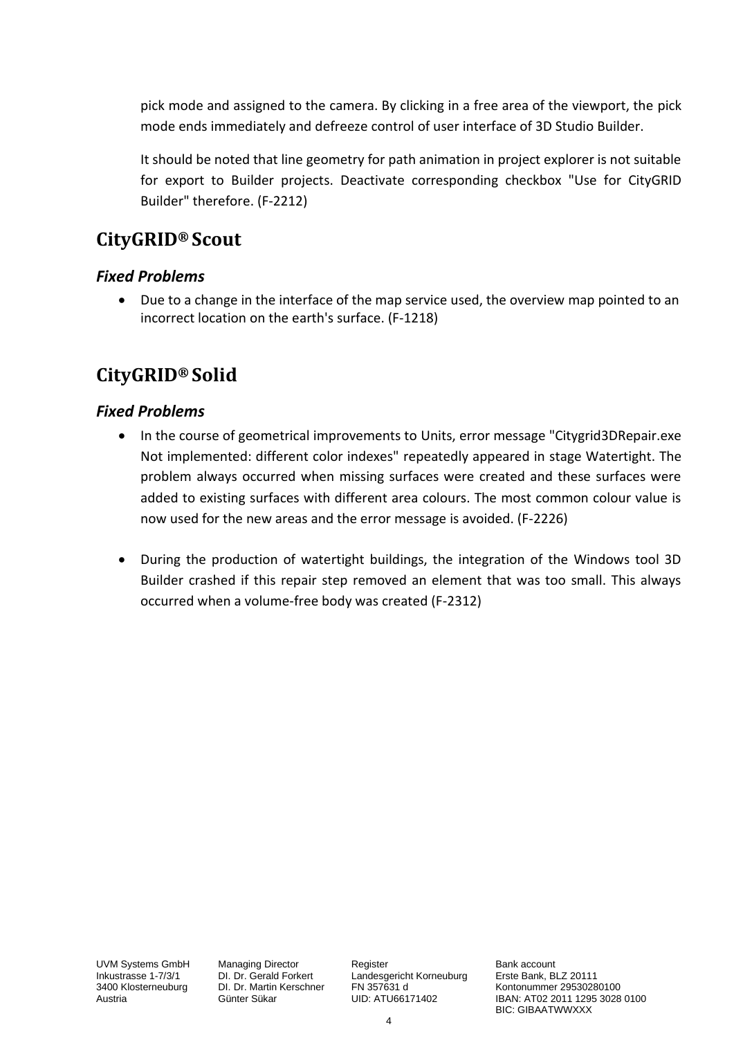pick mode and assigned to the camera. By clicking in a free area of the viewport, the pick mode ends immediately and defreeze control of user interface of 3D Studio Builder.

It should be noted that line geometry for path animation in project explorer is not suitable for export to Builder projects. Deactivate corresponding checkbox "Use for CityGRID Builder" therefore. (F-2212)

## CityGRID® Scout

### *Fixed Problems*

- Due to a change in the interface of the map service used, the overview map pointed to an incorrect location on the earth's surface. (F-1218)

## CityGRID® Solid

### *Fixed Problems*

- In the course of geometrical improvements to Units, error message "Citygrid3DRepair.exe Not implemented: different color indexes" repeatedly appeared in stage Watertight. The problem always occurred when missing surfaces were created and these surfaces were added to existing surfaces with different area colours. The most common colour value is now used for the new areas and the error message is avoided. (F-2226)

- During the production of watertight buildings, the integration of the Windows tool 3D Builder crashed if this repair step removed an element that was too small. This always occurred when a volume-free body was created (F-2312)

UVM Systems GmbH
Inkustrasse 1-7/3/1
3400 Klosterneuburg
Austria

Managing Director
DI. Dr. Gerald Forkert
DI. Dr. Martin Kerschner
Günter Sükar

Register
Landesgericht Korneuburg
FN 357631 d
UID: ATU66171402

Bank account
Erste Bank, BLZ 20111
Kontonummer 29530280100
IBAN: AT02 2011 1295 3028 0100
BIC: GIBAATWWXXX